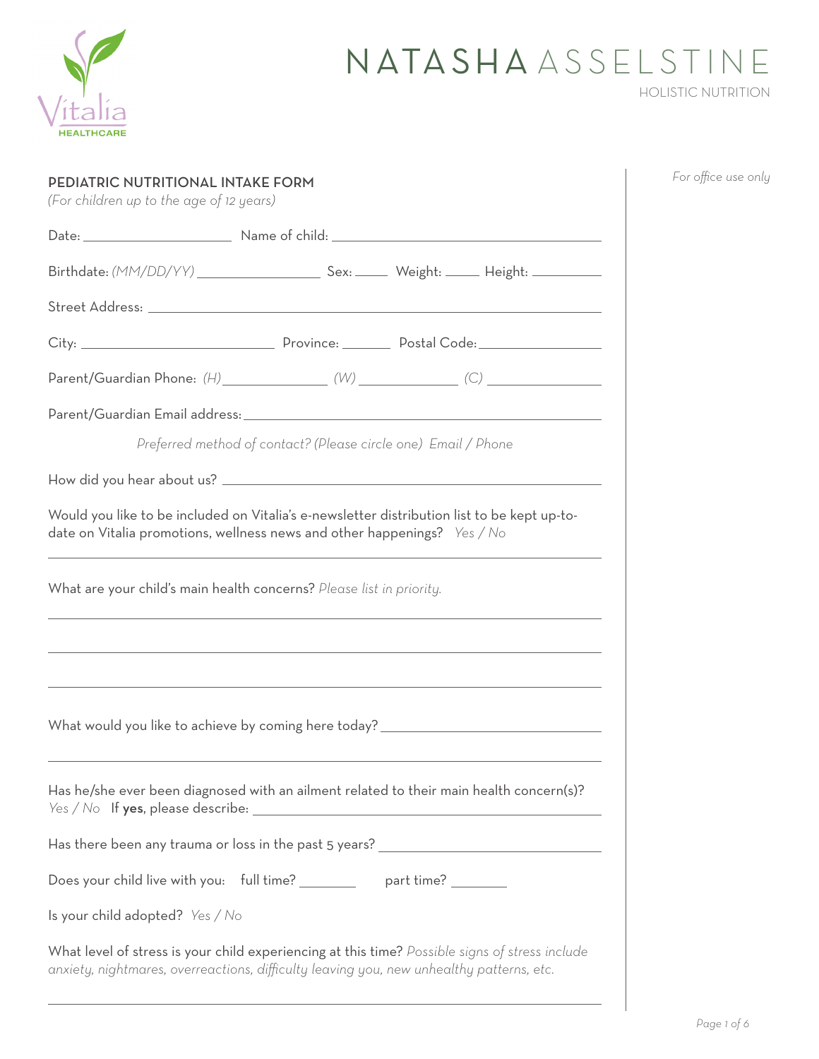Vitalia HEALTHCARE

# NATASHA ASSELSTINE

HOLISTIC NUTRITION

*For office use only*

## PEDIATRIC NUTRITIONAL INTAKE FORM

*(For children up to the age of 12 years)*

Date: ____________________ Name of child: ________________________________________

Birthdate: *(MM/DD/YY)* ________________ Sex: _____ Weight: _____ Height: _________

Street Address: ______________________________________________________________

City: __________________________ Province: _______ Postal Code: ________________

Parent/Guardian Phone: *(H)* ______________ *(W)* _____________ *(C)* _______________

Parent/Guardian Email address: _______________________________________________

*Preferred method of contact? (Please circle one) Email / Phone*

How did you hear about us? __________________________________________________

Would you like to be included on Vitalia's e-newsletter distribution list to be kept up-to-date on Vitalia promotions, wellness news and other happenings? *Yes / No*

What are your child's main health concerns? *Please list in priority.*

______________________________________________________________________________

______________________________________________________________________________

______________________________________________________________________________

What would you like to achieve by coming here today? ______________________________

______________________________________________________________________________

Has he/she ever been diagnosed with an ailment related to their main health concern(s)? *Yes / No* If **yes**, please describe: __________________________________________________

Has there been any trauma or loss in the past 5 years? _____________________________

Does your child live with you: full time? _______ part time? _______

Is your child adopted? *Yes / No*

What level of stress is your child experiencing at this time? *Possible signs of stress include anxiety, nightmares, overreactions, difficulty leaving you, new unhealthy patterns, etc.*

______________________________________________________________________________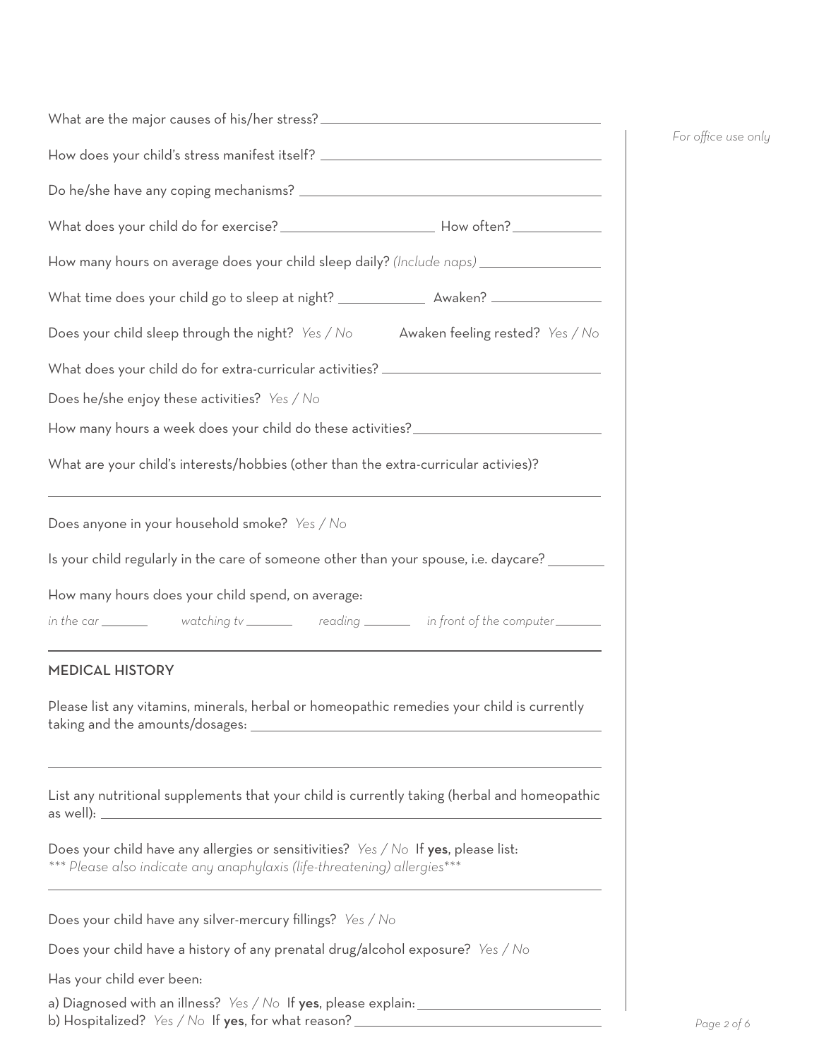*For office use only*

What are the major causes of his/her stress? ____________________

How does your child's stress manifest itself? ____________________

Do he/she have any coping mechanisms? ____________________

What does your child do for exercise? ____________________ How often? ____________

How many hours on average does your child sleep daily? *(Include naps)* ____________

What time does your child go to sleep at night? ____________ Awaken? ____________

Does your child sleep through the night? *Yes / No* Awaken feeling rested? *Yes / No*

What does your child do for extra-curricular activities? ____________________

Does he/she enjoy these activities? *Yes / No*

How many hours a week does your child do these activities? ____________________

What are your child's interests/hobbies (other than the extra-curricular activies)?

____________________

Does anyone in your household smoke? *Yes / No*

Is your child regularly in the care of someone other than your spouse, i.e. daycare? ________

How many hours does your child spend, on average:

*in the car* ________ *watching tv* ________ *reading* ________ *in front of the computer* ________

## MEDICAL HISTORY

Please list any vitamins, minerals, herbal or homeopathic remedies your child is currently taking and the amounts/dosages: ____________________

____________________

List any nutritional supplements that your child is currently taking (herbal and homeopathic as well): ____________________

Does your child have any allergies or sensitivities? *Yes / No* If **yes**, please list:
****** Please also indicate any anaphylaxis (life-threatening) allergies******

____________________

Does your child have any silver-mercury fillings? *Yes / No*

Does your child have a history of any prenatal drug/alcohol exposure? *Yes / No*

Has your child ever been:

a) Diagnosed with an illness? *Yes / No* If **yes**, please explain: ____________________
b) Hospitalized? *Yes / No* If **yes**, for what reason? ____________________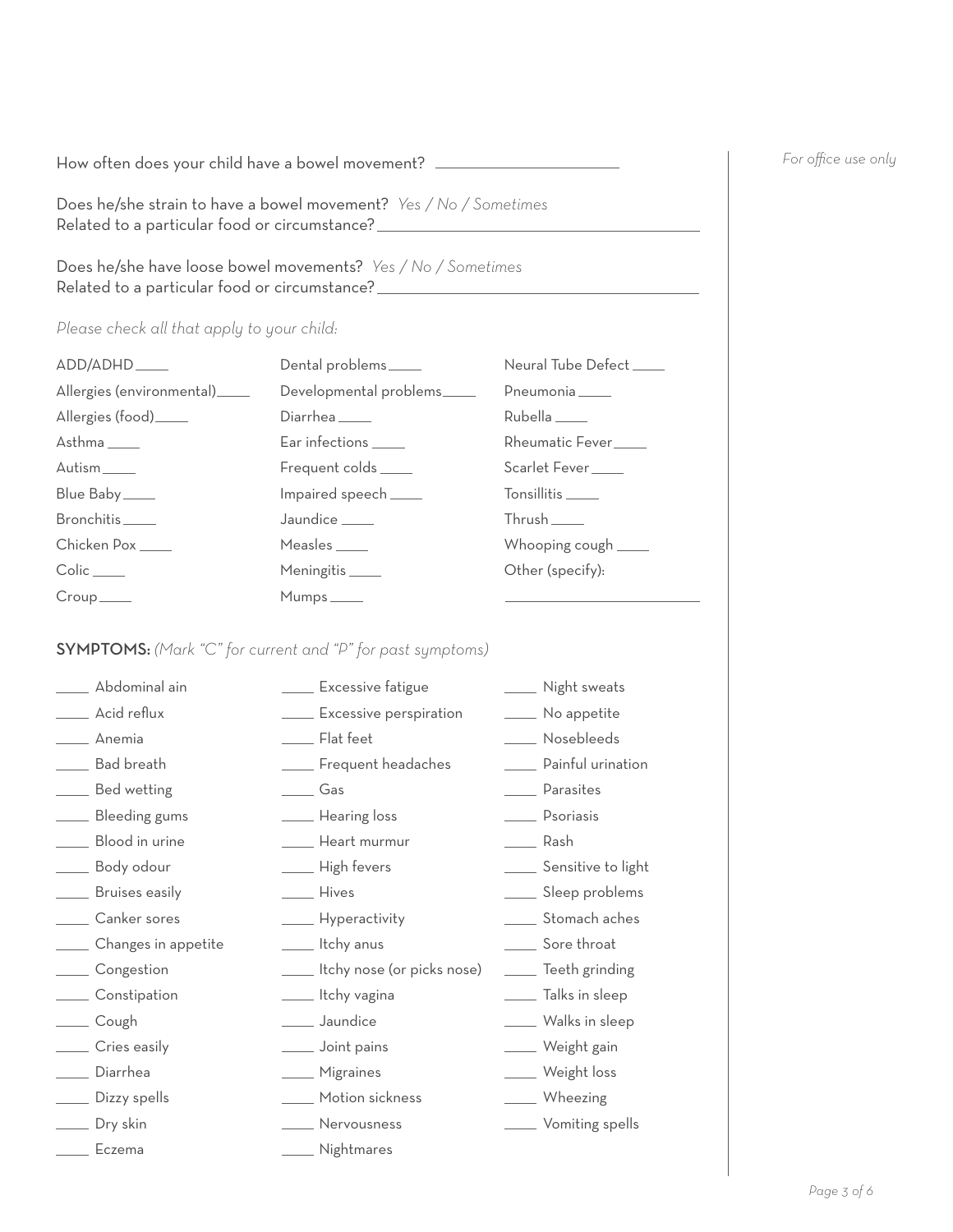How often does your child have a bowel movement? ____________________

Does he/she strain to have a bowel movement? *Yes / No / Sometimes*
Related to a particular food or circumstance? ____________________________________

Does he/she have loose bowel movements? *Yes / No / Sometimes*
Related to a particular food or circumstance? ____________________________________

*Please check all that apply to your child:*

ADD/ADHD ____
Allergies (environmental) ____
Allergies (food) ____
Asthma ____
Autism ____
Blue Baby ____
Bronchitis ____
Chicken Pox ____
Colic ____
Croup ____
Dental problems ____
Developmental problems ____
Diarrhea ____
Ear infections ____
Frequent colds ____
Impaired speech ____
Jaundice ____
Measles ____
Meningitis ____
Mumps ____
Neural Tube Defect ____
Pneumonia ____
Rubella ____
Rheumatic Fever ____
Scarlet Fever ____
Tonsillitis ____
Thrush ____
Whooping cough ____
Other (specify): ______________________

**SYMPTOMS:** *(Mark "C" for current and "P" for past symptoms)*

____ Abdominal ain
____ Acid reflux
____ Anemia
____ Bad breath
____ Bed wetting
____ Bleeding gums
____ Blood in urine
____ Body odour
____ Bruises easily
____ Canker sores
____ Changes in appetite
____ Congestion
____ Constipation
____ Cough
____ Cries easily
____ Diarrhea
____ Dizzy spells
____ Dry skin
____ Eczema
____ Excessive fatigue
____ Excessive perspiration
____ Flat feet
____ Frequent headaches
____ Gas
____ Hearing loss
____ Heart murmur
____ High fevers
____ Hives
____ Hyperactivity
____ Itchy anus
____ Itchy nose (or picks nose)
____ Itchy vagina
____ Jaundice
____ Joint pains
____ Migraines
____ Motion sickness
____ Nervousness
____ Nightmares
____ Night sweats
____ No appetite
____ Nosebleeds
____ Painful urination
____ Parasites
____ Psoriasis
____ Rash
____ Sensitive to light
____ Sleep problems
____ Stomach aches
____ Sore throat
____ Teeth grinding
____ Talks in sleep
____ Walks in sleep
____ Weight gain
____ Weight loss
____ Wheezing
____ Vomiting spells

*For office use only*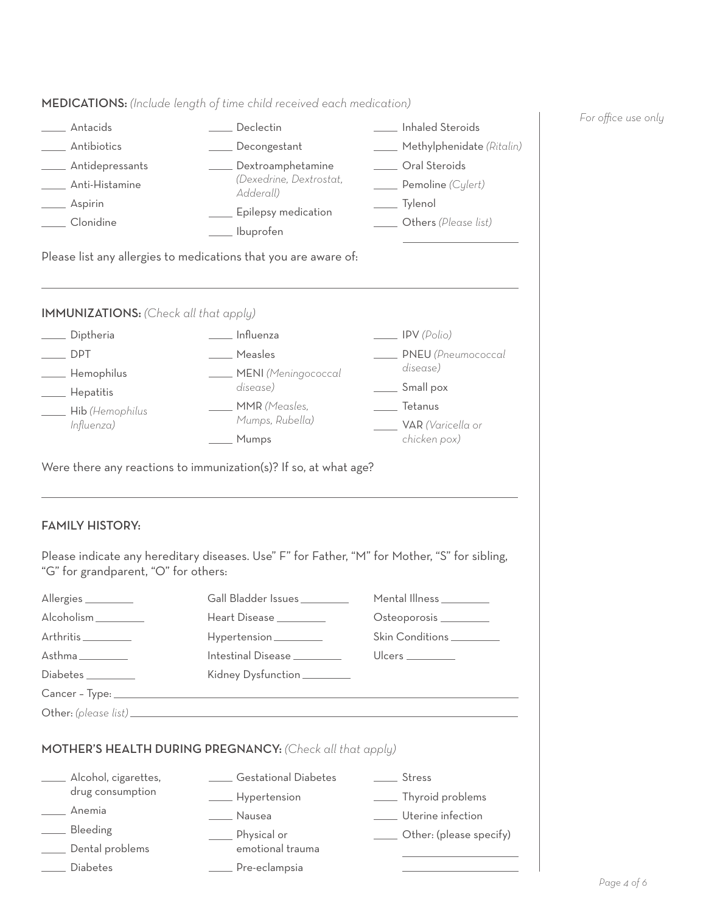**MEDICATIONS:** *(Include length of time child received each medication)*

*For office use only*

- ____ Antacids
- ____ Antibiotics
- ____ Antidepressants
- ____ Anti-Histamine
- ____ Aspirin
- ____ Clonidine
- ____ Declectin
- ____ Decongestant
- ____ Dextroamphetamine *(Dexedrine, Dextrostat, Adderall)*
- ____ Epilepsy medication
- ____ Ibuprofen
- ____ Inhaled Steroids
- ____ Methylphenidate *(Ritalin)*
- ____ Oral Steroids
- ____ Pemoline *(Cylert)*
- ____ Tylenol
- ____ Others *(Please list)* ____________________

Please list any allergies to medications that you are aware of:

______________________________________________________________________

**IMMUNIZATIONS:** *(Check all that apply)*

- ____ Diptheria
- ____ DPT
- ____ Hemophilus
- ____ Hepatitis
- ____ Hib *(Hemophilus Influenza)*
- ____ Influenza
- ____ Measles
- ____ MENI *(Meningococcal disease)*
- ____ MMR *(Measles, Mumps, Rubella)*
- ____ Mumps
- ____ IPV *(Polio)*
- ____ PNEU *(Pneumococcal disease)*
- ____ Small pox
- ____ Tetanus
- ____ VAR *(Varicella or chicken pox)*

Were there any reactions to immunization(s)? If so, at what age?

______________________________________________________________________

**FAMILY HISTORY:**

Please indicate any hereditary diseases. Use" F" for Father, "M" for Mother, "S" for sibling, "G" for grandparent, "O" for others:

- Allergies ________
- Alcoholism ________
- Arthritis ________
- Asthma ________
- Diabetes ________
- Gall Bladder Issues ________
- Heart Disease ________
- Hypertension ________
- Intestinal Disease ________
- Kidney Dysfunction ________
- Mental Illness ________
- Osteoporosis ________
- Skin Conditions ________
- Ulcers ________

Cancer – Type: ______________________________________________________________

Other: *(please list)* ______________________________________________________________

**MOTHER'S HEALTH DURING PREGNANCY:** *(Check all that apply)*

- ____ Alcohol, cigarettes, drug consumption
- ____ Anemia
- ____ Bleeding
- ____ Dental problems
- ____ Diabetes
- ____ Gestational Diabetes
- ____ Hypertension
- ____ Nausea
- ____ Physical or emotional trauma
- ____ Pre-eclampsia
- ____ Stress
- ____ Thyroid problems
- ____ Uterine infection
- ____ Other: (please specify) ____________________ ____________________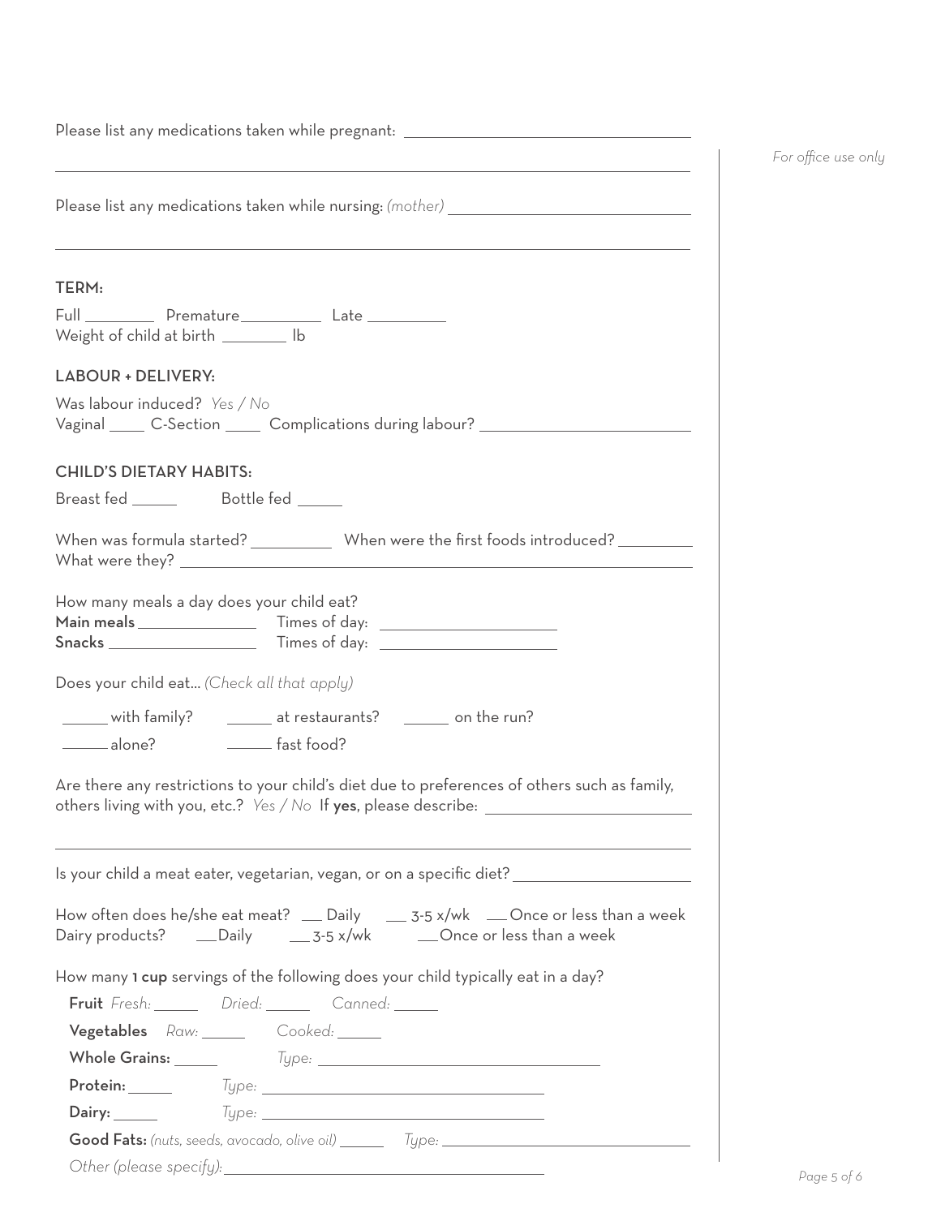Please list any medications taken while pregnant: ___________________________________

_____________________________________________________________________________

Please list any medications taken while nursing: *(mother)* ____________________________

_____________________________________________________________________________

*For office use only*

### TERM:

Full ________ Premature__________ Late _________
Weight of child at birth ________ lb

### LABOUR + DELIVERY:

Was labour induced? *Yes / No*
Vaginal ____ C-Section ____ Complications during labour? ________________________

### CHILD'S DIETARY HABITS:

Breast fed _____ Bottle fed _____

When was formula started? __________ When were the first foods introduced? _________
What were they? ____________________________________________________________

How many meals a day does your child eat?
**Main meals** ______________ Times of day: ____________________
**Snacks** _________________ Times of day: ____________________

Does your child eat... *(Check all that apply)*

_____ with family? _____ at restaurants? _____ on the run?

_____ alone? _____ fast food?

Are there any restrictions to your child's diet due to preferences of others such as family, others living with you, etc.? *Yes / No* If **yes**, please describe: ________________________

_____________________________________________________________________________

Is your child a meat eater, vegetarian, vegan, or on a specific diet? ____________________

How often does he/she eat meat? __ Daily __ 3-5 x/wk __ Once or less than a week
Dairy products? __Daily __ 3-5 x/wk __Once or less than a week

How many **1 cup** servings of the following does your child typically eat in a day?

**Fruit** *Fresh:* _____ *Dried:* _____ *Canned:* _____

**Vegetables** *Raw:* _____ *Cooked:* _____

**Whole Grains:** _____ *Type:* ___________________________________

**Protein:** _____ *Type:* ___________________________________

**Dairy:** _____ *Type:* ___________________________________

**Good Fats:** *(nuts, seeds, avocado, olive oil)* _____ *Type:* ___________________________

*Other (please specify):* ________________________________________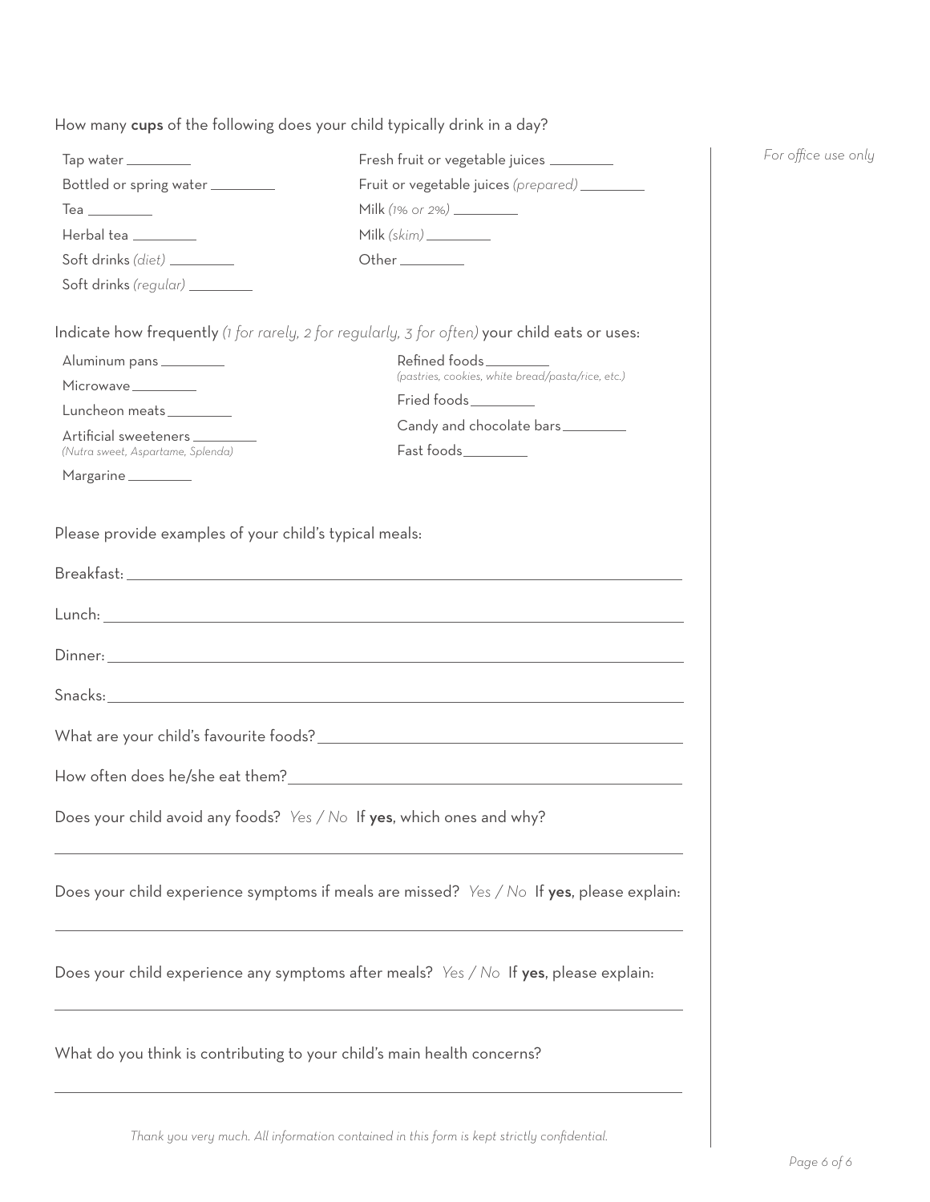How many **cups** of the following does your child typically drink in a day?

Tap water _________

Bottled or spring water _________

Tea _________

Herbal tea _________

Soft drinks *(diet)* _________

Soft drinks *(regular)* _________

Fresh fruit or vegetable juices _________

Fruit or vegetable juices *(prepared)* _________

Milk *(1% or 2%)* _________

Milk *(skim)* _________

Other _________

*For office use only*

Indicate how frequently *(1 for rarely, 2 for regularly, 3 for often)* your child eats or uses:

Aluminum pans _________

Microwave _________

Luncheon meats _________

Artificial sweeteners _________
*(Nutra sweet, Aspartame, Splenda)*

Margarine _________

Refined foods _________
*(pastries, cookies, white bread/pasta/rice, etc.)*

Fried foods _________

Candy and chocolate bars _________

Fast foods _________

Please provide examples of your child's typical meals:

Breakfast: _______________________________________________

Lunch: _______________________________________________

Dinner: _______________________________________________

Snacks: _______________________________________________

What are your child's favourite foods? _______________________________________________

How often does he/she eat them? _______________________________________________

Does your child avoid any foods? *Yes / No* If **yes**, which ones and why?

_______________________________________________

Does your child experience symptoms if meals are missed? *Yes / No* If **yes**, please explain:

_______________________________________________

Does your child experience any symptoms after meals? *Yes / No* If **yes**, please explain:

_______________________________________________

What do you think is contributing to your child's main health concerns?

_______________________________________________

*Thank you very much. All information contained in this form is kept strictly confidential.*